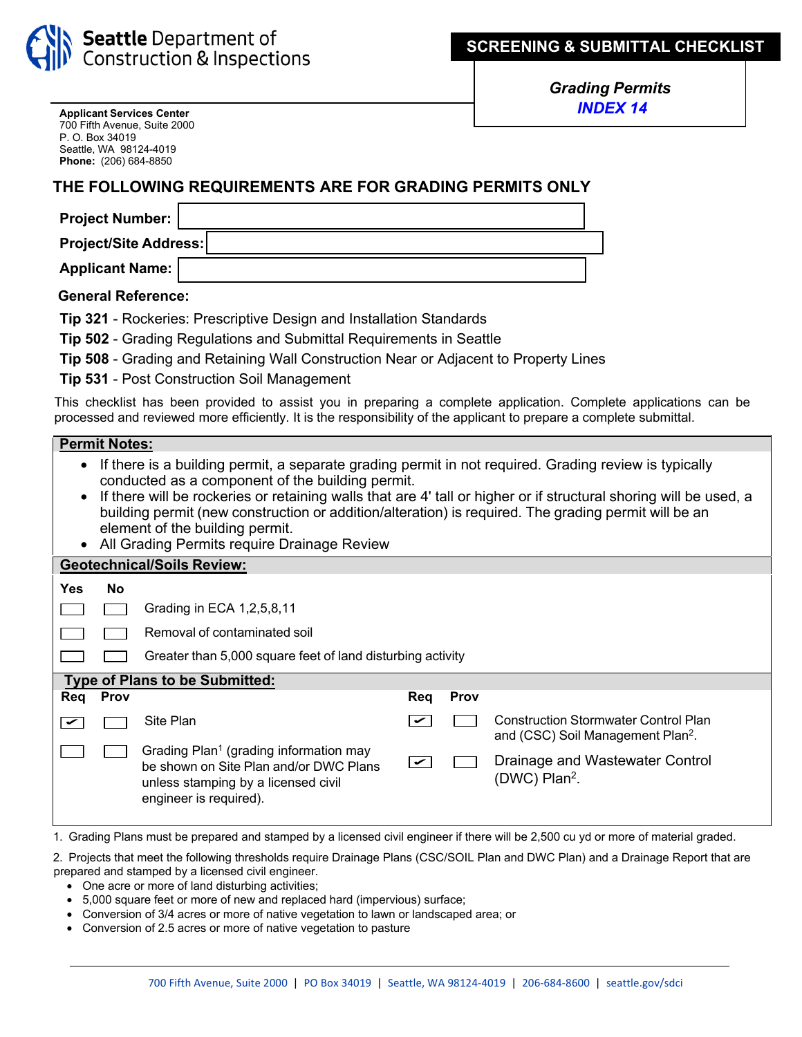**Seattle Department of Construction & Inspections**

**Applicant Services Center**
700 Fifth Avenue, Suite 2000
P. O. Box 34019
Seattle, WA 98124-4019
**Phone:** (206) 684-8850

## SCREENING & SUBMITTAL CHECKLIST

***Grading Permits***
***INDEX 14***

## THE FOLLOWING REQUIREMENTS ARE FOR GRADING PERMITS ONLY

**Project Number:**

**Project/Site Address:**

**Applicant Name:**

**General Reference:**

**Tip 321** - Rockeries: Prescriptive Design and Installation Standards
**Tip 502** - Grading Regulations and Submittal Requirements in Seattle
**Tip 508** - Grading and Retaining Wall Construction Near or Adjacent to Property Lines
**Tip 531** - Post Construction Soil Management

This checklist has been provided to assist you in preparing a complete application. Complete applications can be processed and reviewed more efficiently. It is the responsibility of the applicant to prepare a complete submittal.

### Permit Notes:

- If there is a building permit, a separate grading permit in not required. Grading review is typically conducted as a component of the building permit.
- If there will be rockeries or retaining walls that are 4' tall or higher or if structural shoring will be used, a building permit (new construction or addition/alteration) is required. The grading permit will be an element of the building permit.
- All Grading Permits require Drainage Review

### Geotechnical/Soils Review:

| Yes | No | |
|---|---|---|
| ☐ | ☐ | Grading in ECA 1,2,5,8,11 |
| ☐ | ☐ | Removal of contaminated soil |
| ☐ | ☐ | Greater than 5,000 square feet of land disturbing activity |

### Type of Plans to be Submitted:

| Req | Prov | | Req | Prov | |
|---|---|---|---|---|---|
| ☑ | ☐ | Site Plan | ☑ | ☐ | Construction Stormwater Control Plan and (CSC) Soil Management Plan[2]. |
| ☐ | ☐ | Grading Plan[1] (grading information may be shown on Site Plan and/or DWC Plans unless stamping by a licensed civil engineer is required). | ☑ | ☐ | Drainage and Wastewater Control (DWC) Plan[2]. |

1. Grading Plans must be prepared and stamped by a licensed civil engineer if there will be 2,500 cu yd or more of material graded.

2. Projects that meet the following thresholds require Drainage Plans (CSC/SOIL Plan and DWC Plan) and a Drainage Report that are prepared and stamped by a licensed civil engineer.
   - One acre or more of land disturbing activities;
   - 5,000 square feet or more of new and replaced hard (impervious) surface;
   - Conversion of 3/4 acres or more of native vegetation to lawn or landscaped area; or
   - Conversion of 2.5 acres or more of native vegetation to pasture

700 Fifth Avenue, Suite 2000 | PO Box 34019 | Seattle, WA 98124-4019 | 206-684-8600 | seattle.gov/sdci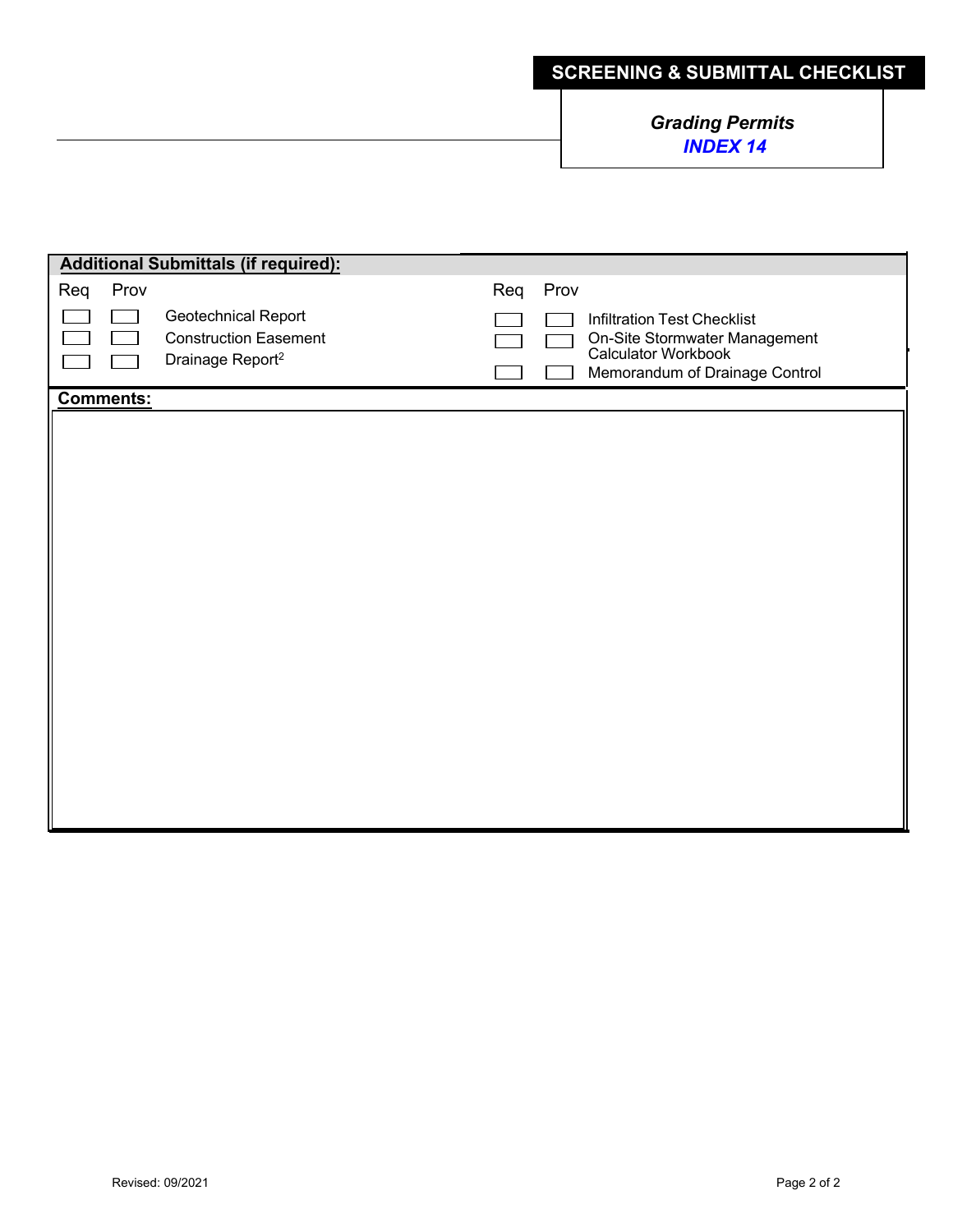## SCREENING & SUBMITTAL CHECKLIST

***Grading Permits***
***INDEX 14***

**Additional Submittals (if required):**

| Req | Prov | | Req | Prov | |
|---|---|---|---|---|---|
| ☐ | ☐ | Geotechnical Report | ☐ | ☐ | Infiltration Test Checklist |
| ☐ | ☐ | Construction Easement | ☐ | ☐ | On-Site Stormwater Management Calculator Workbook |
| ☐ | ☐ | Drainage Report[2] | ☐ | ☐ | Memorandum of Drainage Control |

**Comments:**

Revised: 09/2021